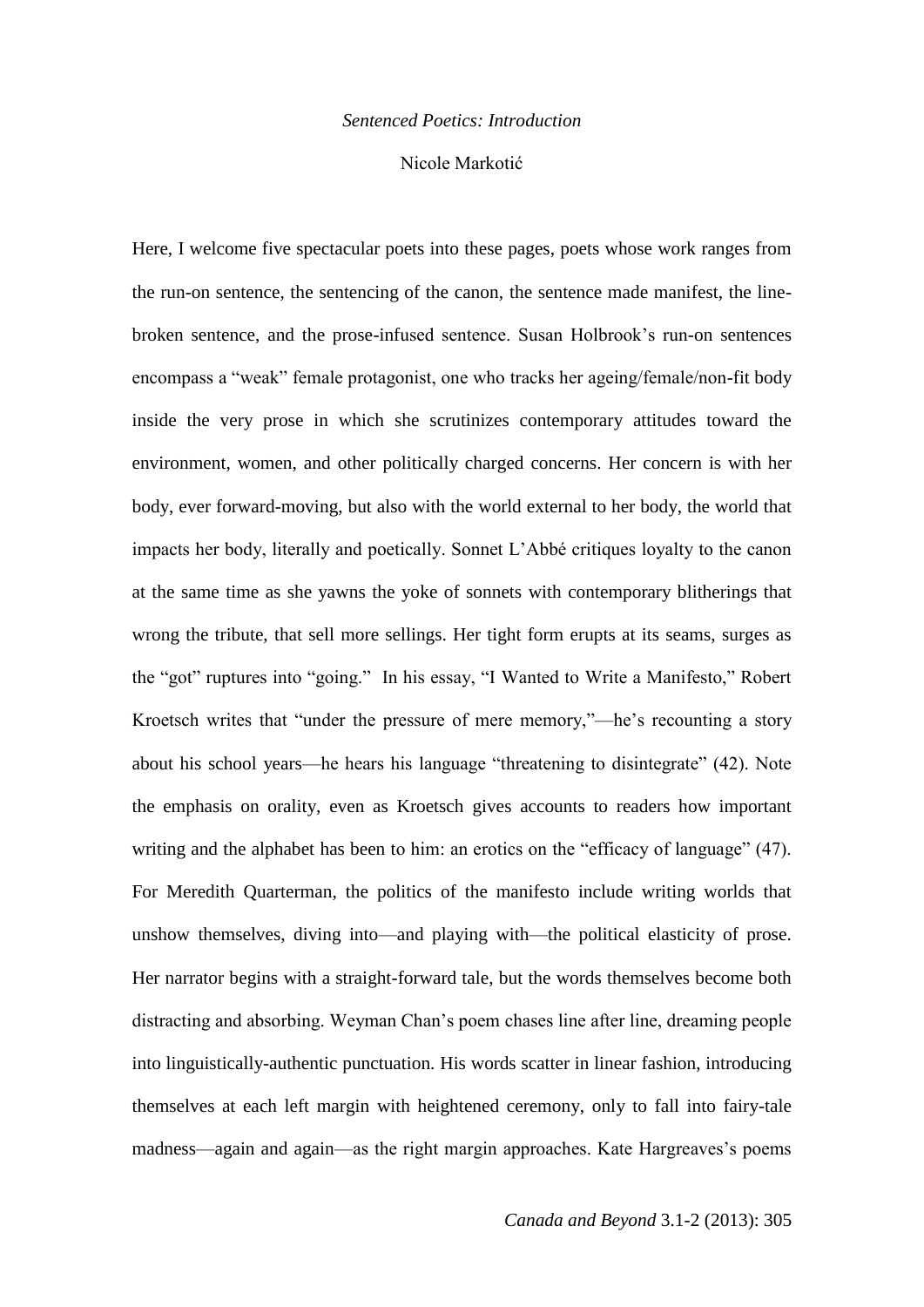*Sentenced Poetics: Introduction*

Nicole Markotić

Here, I welcome five spectacular poets into these pages, poets whose work ranges from the run-on sentence, the sentencing of the canon, the sentence made manifest, the line-broken sentence, and the prose-infused sentence. Susan Holbrook's run-on sentences encompass a "weak" female protagonist, one who tracks her ageing/female/non-fit body inside the very prose in which she scrutinizes contemporary attitudes toward the environment, women, and other politically charged concerns. Her concern is with her body, ever forward-moving, but also with the world external to her body, the world that impacts her body, literally and poetically. Sonnet L'Abbé critiques loyalty to the canon at the same time as she yawns the yoke of sonnets with contemporary blitherings that wrong the tribute, that sell more sellings. Her tight form erupts at its seams, surges as the "got" ruptures into "going." In his essay, "I Wanted to Write a Manifesto," Robert Kroetsch writes that "under the pressure of mere memory,"—he's recounting a story about his school years—he hears his language "threatening to disintegrate" (42). Note the emphasis on orality, even as Kroetsch gives accounts to readers how important writing and the alphabet has been to him: an erotics on the "efficacy of language" (47). For Meredith Quarterman, the politics of the manifesto include writing worlds that unshow themselves, diving into—and playing with—the political elasticity of prose. Her narrator begins with a straight-forward tale, but the words themselves become both distracting and absorbing. Weyman Chan's poem chases line after line, dreaming people into linguistically-authentic punctuation. His words scatter in linear fashion, introducing themselves at each left margin with heightened ceremony, only to fall into fairy-tale madness—again and again—as the right margin approaches. Kate Hargreaves's poems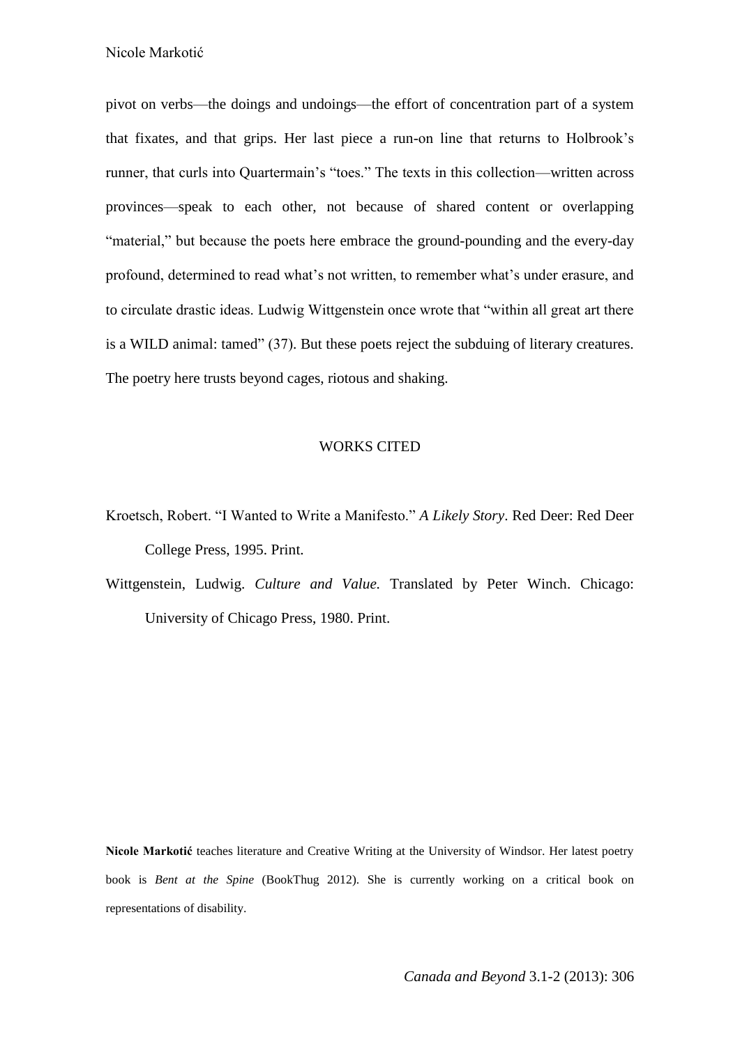pivot on verbs—the doings and undoings—the effort of concentration part of a system that fixates, and that grips. Her last piece a run-on line that returns to Holbrook's runner, that curls into Quartermain's "toes." The texts in this collection—written across provinces—speak to each other, not because of shared content or overlapping "material," but because the poets here embrace the ground-pounding and the every-day profound, determined to read what's not written, to remember what's under erasure, and to circulate drastic ideas. Ludwig Wittgenstein once wrote that "within all great art there is a WILD animal: tamed" (37). But these poets reject the subduing of literary creatures. The poetry here trusts beyond cages, riotous and shaking.

## WORKS CITED

Kroetsch, Robert. "I Wanted to Write a Manifesto." *A Likely Story*. Red Deer: Red Deer College Press, 1995. Print.

Wittgenstein, Ludwig. *Culture and Value.* Translated by Peter Winch. Chicago: University of Chicago Press, 1980. Print.

**Nicole Markotić** teaches literature and Creative Writing at the University of Windsor. Her latest poetry book is *Bent at the Spine* (BookThug 2012). She is currently working on a critical book on representations of disability.